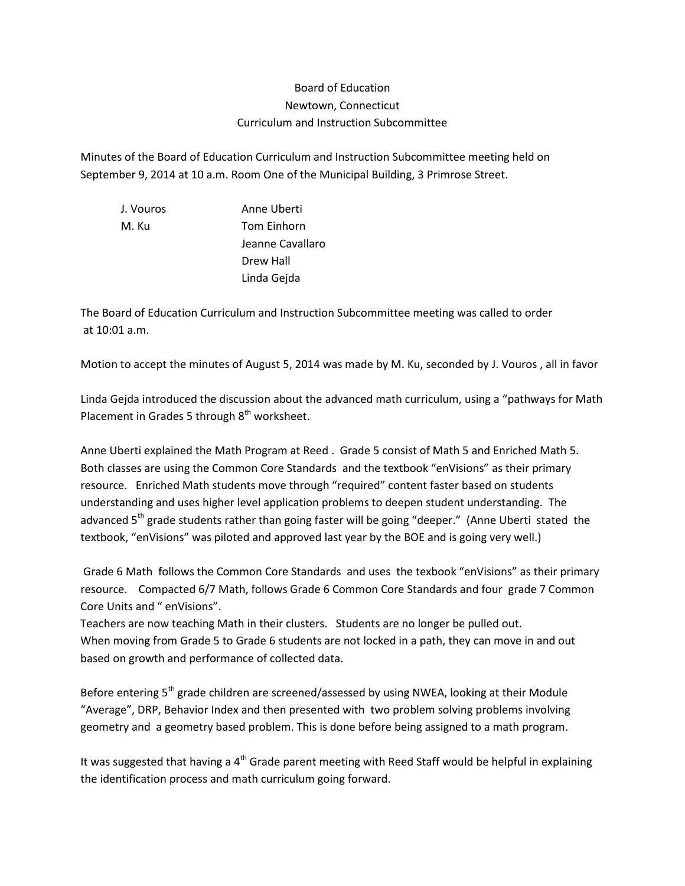Board of Education
Newtown, Connecticut
Curriculum and Instruction Subcommittee

Minutes of the Board of Education Curriculum and Instruction Subcommittee meeting held on September 9, 2014 at 10 a.m. Room One of the Municipal Building, 3 Primrose Street.

| | |
|---|---|
| J. Vouros | Anne Uberti |
| M. Ku | Tom Einhorn |
| | Jeanne Cavallaro |
| | Drew Hall |
| | Linda Gejda |

The Board of Education Curriculum and Instruction Subcommittee meeting was called to order at 10:01 a.m.

Motion to accept the minutes of August 5, 2014 was made by M. Ku, seconded by J. Vouros , all in favor

Linda Gejda introduced the discussion about the advanced math curriculum, using a "pathways for Math Placement in Grades 5 through 8th worksheet.

Anne Uberti explained the Math Program at Reed . Grade 5 consist of Math 5 and Enriched Math 5. Both classes are using the Common Core Standards and the textbook "enVisions" as their primary resource. Enriched Math students move through "required" content faster based on students understanding and uses higher level application problems to deepen student understanding. The advanced 5th grade students rather than going faster will be going "deeper." (Anne Uberti stated the textbook, "enVisions" was piloted and approved last year by the BOE and is going very well.)

Grade 6 Math follows the Common Core Standards and uses the texbook "enVisions" as their primary resource. Compacted 6/7 Math, follows Grade 6 Common Core Standards and four grade 7 Common Core Units and " enVisions".
Teachers are now teaching Math in their clusters. Students are no longer be pulled out.
When moving from Grade 5 to Grade 6 students are not locked in a path, they can move in and out based on growth and performance of collected data.

Before entering 5th grade children are screened/assessed by using NWEA, looking at their Module "Average", DRP, Behavior Index and then presented with two problem solving problems involving geometry and a geometry based problem. This is done before being assigned to a math program.

It was suggested that having a 4th Grade parent meeting with Reed Staff would be helpful in explaining the identification process and math curriculum going forward.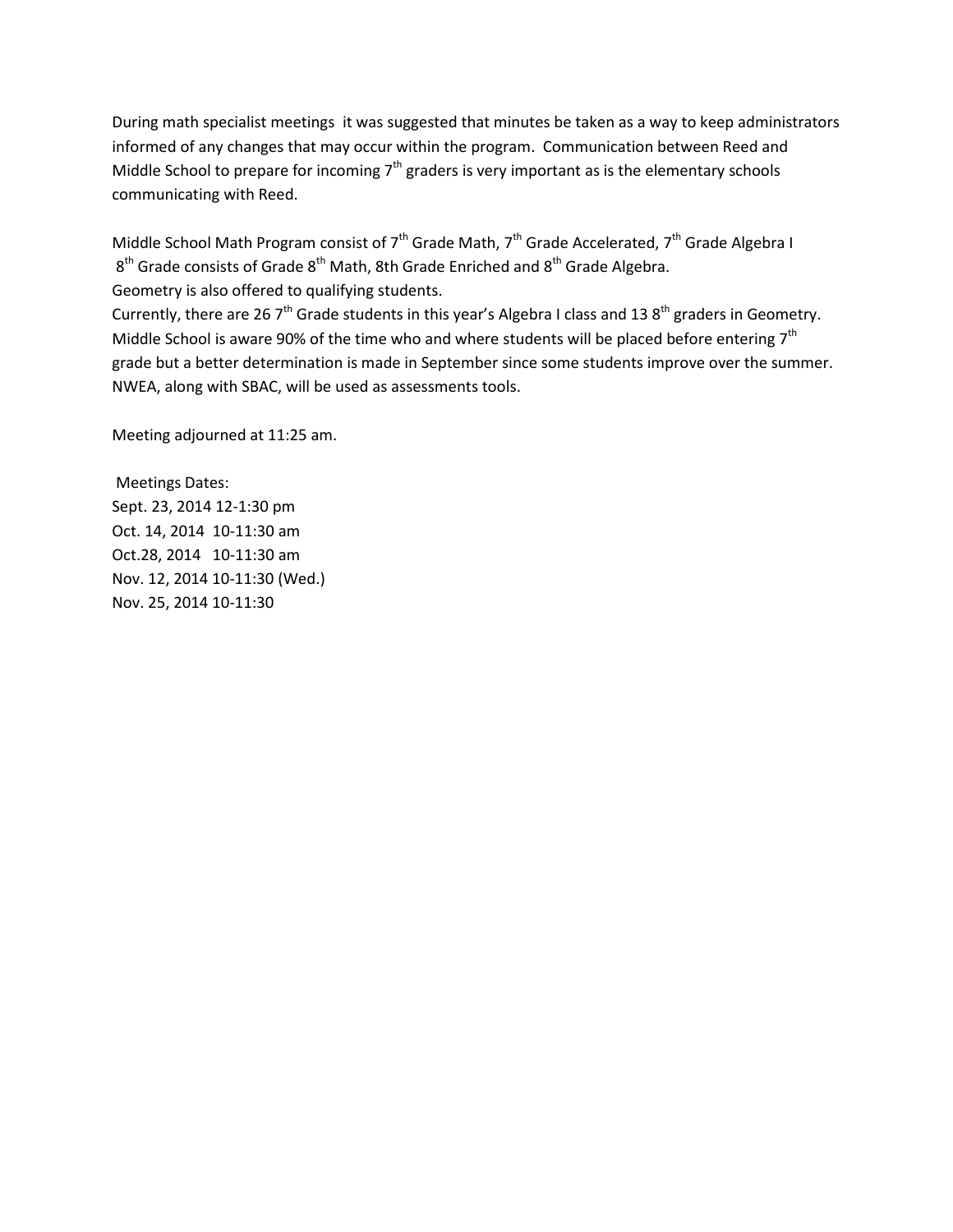During math specialist meetings  it was suggested that minutes be taken as a way to keep administrators informed of any changes that may occur within the program.  Communication between Reed and Middle School to prepare for incoming 7$^{th}$ graders is very important as is the elementary schools communicating with Reed.

Middle School Math Program consist of 7$^{th}$ Grade Math, 7$^{th}$ Grade Accelerated, 7$^{th}$ Grade Algebra I
8$^{th}$ Grade consists of Grade 8$^{th}$ Math, 8th Grade Enriched and 8$^{th}$ Grade Algebra.
Geometry is also offered to qualifying students.
Currently, there are 26 7$^{th}$ Grade students in this year's Algebra I class and 13 8$^{th}$ graders in Geometry.
Middle School is aware 90% of the time who and where students will be placed before entering 7$^{th}$ grade but a better determination is made in September since some students improve over the summer.
NWEA, along with SBAC, will be used as assessments tools.

Meeting adjourned at 11:25 am.

Meetings Dates:
Sept. 23, 2014 12-1:30 pm
Oct. 14, 2014  10-11:30 am
Oct.28, 2014   10-11:30 am
Nov. 12, 2014 10-11:30 (Wed.)
Nov. 25, 2014 10-11:30